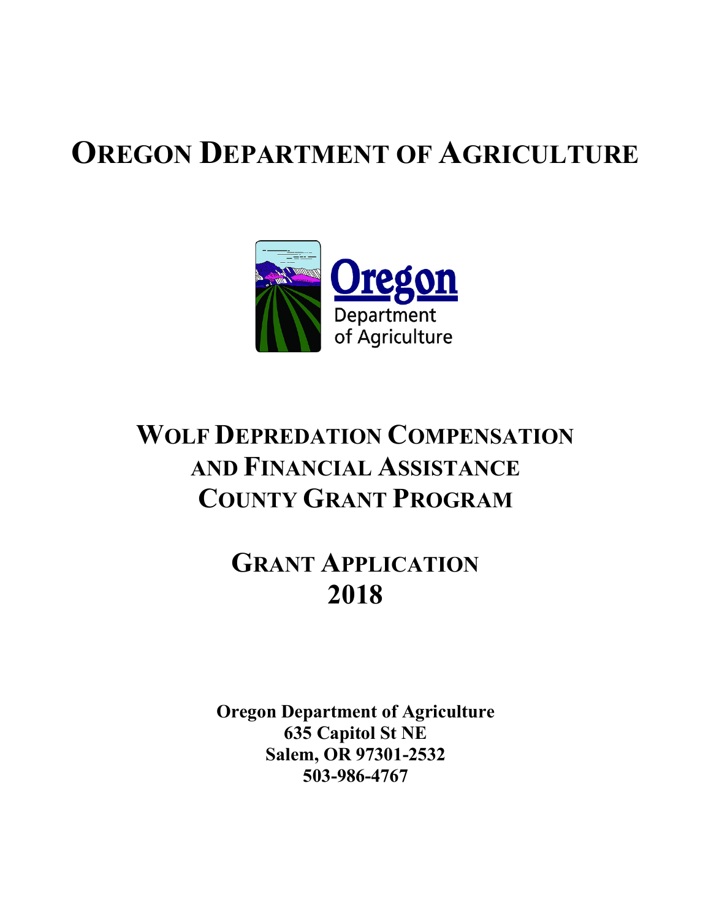# Oregon Department of Agriculture

Oregon
Department
of Agriculture

## Wolf Depredation Compensation and Financial Assistance County Grant Program

## Grant Application 2018

**Oregon Department of Agriculture**
**635 Capitol St NE**
**Salem, OR 97301-2532**
**503-986-4767**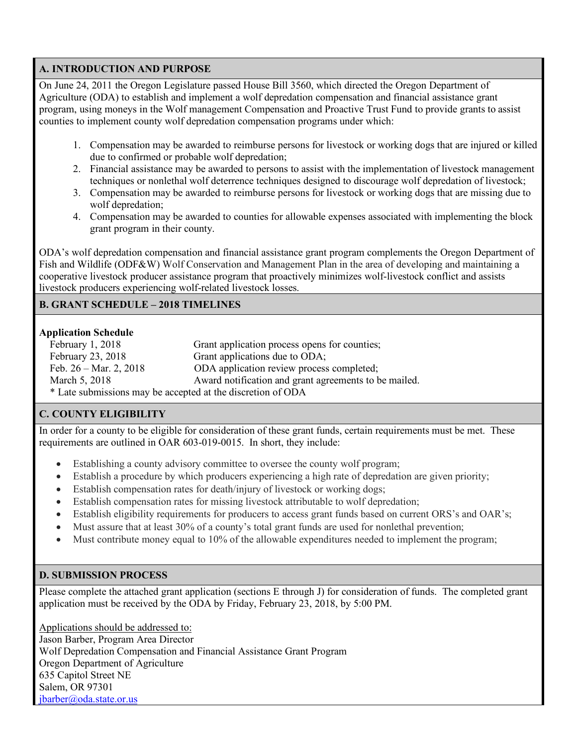## A. INTRODUCTION AND PURPOSE

On June 24, 2011 the Oregon Legislature passed House Bill 3560, which directed the Oregon Department of Agriculture (ODA) to establish and implement a wolf depredation compensation and financial assistance grant program, using moneys in the Wolf management Compensation and Proactive Trust Fund to provide grants to assist counties to implement county wolf depredation compensation programs under which:

1. Compensation may be awarded to reimburse persons for livestock or working dogs that are injured or killed due to confirmed or probable wolf depredation;
2. Financial assistance may be awarded to persons to assist with the implementation of livestock management techniques or nonlethal wolf deterrence techniques designed to discourage wolf depredation of livestock;
3. Compensation may be awarded to reimburse persons for livestock or working dogs that are missing due to wolf depredation;
4. Compensation may be awarded to counties for allowable expenses associated with implementing the block grant program in their county.

ODA's wolf depredation compensation and financial assistance grant program complements the Oregon Department of Fish and Wildlife (ODF&W) Wolf Conservation and Management Plan in the area of developing and maintaining a cooperative livestock producer assistance program that proactively minimizes wolf-livestock conflict and assists livestock producers experiencing wolf-related livestock losses.

## B. GRANT SCHEDULE – 2018 TIMELINES

**Application Schedule**

| | |
|---|---|
| February 1, 2018 | Grant application process opens for counties; |
| February 23, 2018 | Grant applications due to ODA; |
| Feb. 26 – Mar. 2, 2018 | ODA application review process completed; |
| March 5, 2018 | Award notification and grant agreements to be mailed. |

\* Late submissions may be accepted at the discretion of ODA

## C. COUNTY ELIGIBILITY

In order for a county to be eligible for consideration of these grant funds, certain requirements must be met. These requirements are outlined in OAR 603-019-0015. In short, they include:

- Establishing a county advisory committee to oversee the county wolf program;
- Establish a procedure by which producers experiencing a high rate of depredation are given priority;
- Establish compensation rates for death/injury of livestock or working dogs;
- Establish compensation rates for missing livestock attributable to wolf depredation;
- Establish eligibility requirements for producers to access grant funds based on current ORS's and OAR's;
- Must assure that at least 30% of a county's total grant funds are used for nonlethal prevention;
- Must contribute money equal to 10% of the allowable expenditures needed to implement the program;

## D. SUBMISSION PROCESS

Please complete the attached grant application (sections E through J) for consideration of funds. The completed grant application must be received by the ODA by Friday, February 23, 2018, by 5:00 PM.

Applications should be addressed to:
Jason Barber, Program Area Director
Wolf Depredation Compensation and Financial Assistance Grant Program
Oregon Department of Agriculture
635 Capitol Street NE
Salem, OR 97301
jbarber@oda.state.or.us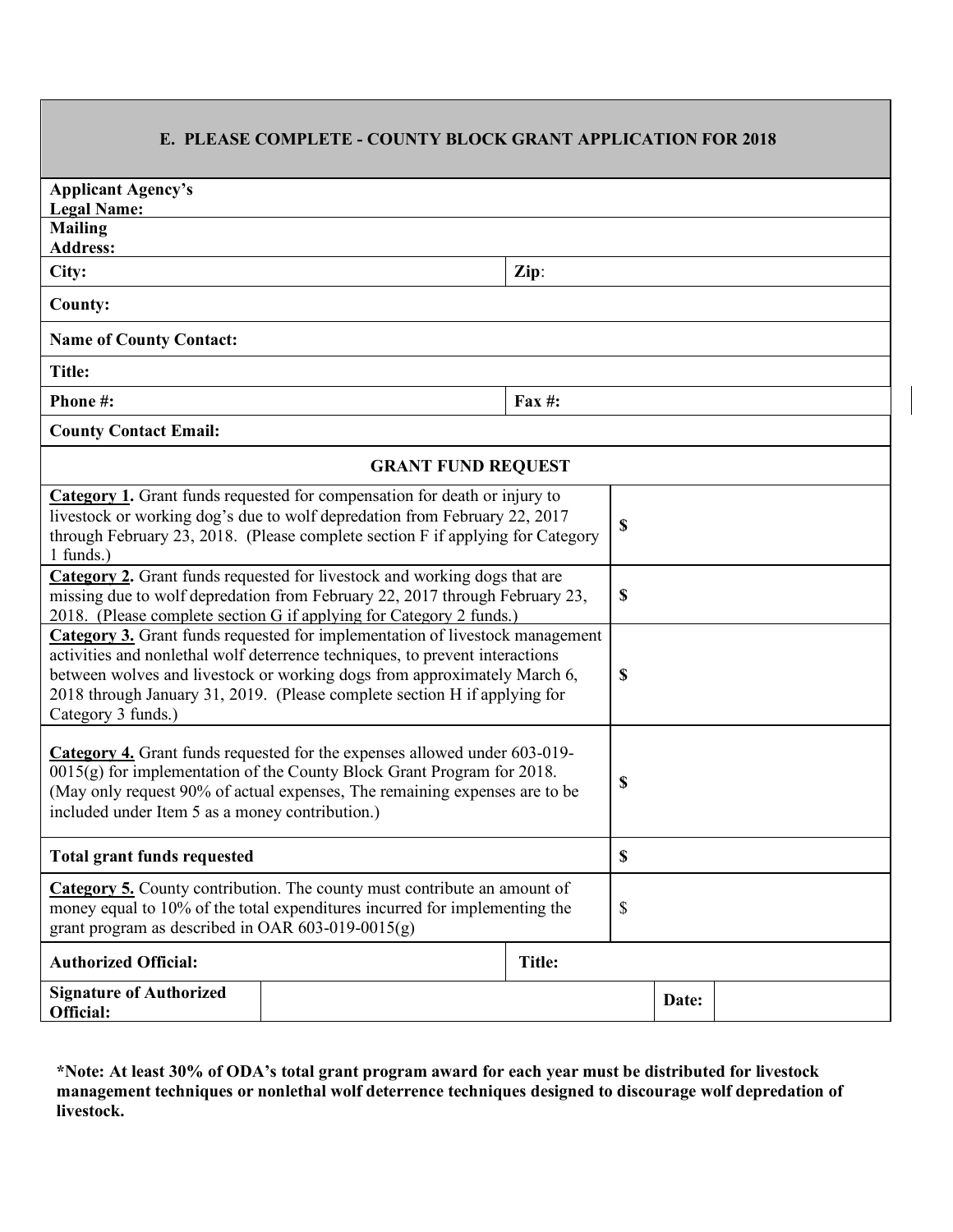## E. PLEASE COMPLETE - COUNTY BLOCK GRANT APPLICATION FOR 2018

| | | | |
|---|---|---|---|
| **Applicant Agency's Legal Name:** | | | |
| **Mailing Address:** | | | |
| **City:** | | **Zip**: | |
| **County:** | | | |
| **Name of County Contact:** | | | |
| **Title:** | | | |
| **Phone #:** | | **Fax #:** | |
| **County Contact Email:** | | | |

| **GRANT FUND REQUEST** | |
|---|---|
| **Category 1.** Grant funds requested for compensation for death or injury to livestock or working dog's due to wolf depredation from February 22, 2017 through February 23, 2018. (Please complete section F if applying for Category 1 funds.) | **$** |
| **Category 2.** Grant funds requested for livestock and working dogs that are missing due to wolf depredation from February 22, 2017 through February 23, 2018. (Please complete section G if applying for Category 2 funds.) | **$** |
| **Category 3.** Grant funds requested for implementation of livestock management activities and nonlethal wolf deterrence techniques, to prevent interactions between wolves and livestock or working dogs from approximately March 6, 2018 through January 31, 2019. (Please complete section H if applying for Category 3 funds.) | **$** |
| **Category 4.** Grant funds requested for the expenses allowed under 603-019-0015(g) for implementation of the County Block Grant Program for 2018. (May only request 90% of actual expenses, The remaining expenses are to be included under Item 5 as a money contribution.) | **$** |
| **Total grant funds requested** | **$** |
| **Category 5.** County contribution. The county must contribute an amount of money equal to 10% of the total expenditures incurred for implementing the grant program as described in OAR 603-019-0015(g) | $ |

| | | | |
|---|---|---|---|
| **Authorized Official:** | | **Title:** | |
| **Signature of Authorized Official:** | | **Date:** | |

**\*Note: At least 30% of ODA's total grant program award for each year must be distributed for livestock management techniques or nonlethal wolf deterrence techniques designed to discourage wolf depredation of livestock.**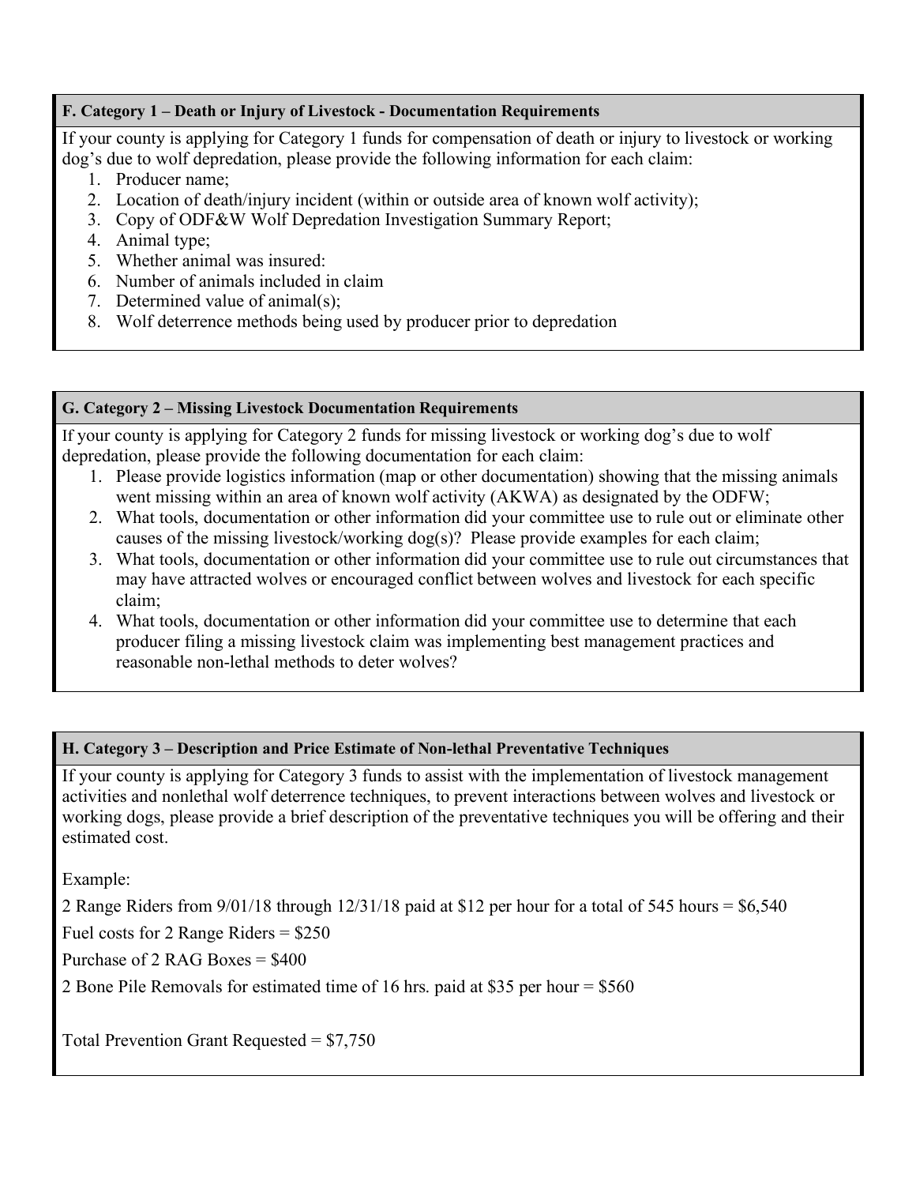### F. Category 1 – Death or Injury of Livestock - Documentation Requirements

If your county is applying for Category 1 funds for compensation of death or injury to livestock or working dog's due to wolf depredation, please provide the following information for each claim:

1. Producer name;
2. Location of death/injury incident (within or outside area of known wolf activity);
3. Copy of ODF&W Wolf Depredation Investigation Summary Report;
4. Animal type;
5. Whether animal was insured:
6. Number of animals included in claim
7. Determined value of animal(s);
8. Wolf deterrence methods being used by producer prior to depredation

### G. Category 2 – Missing Livestock Documentation Requirements

If your county is applying for Category 2 funds for missing livestock or working dog's due to wolf depredation, please provide the following documentation for each claim:

1. Please provide logistics information (map or other documentation) showing that the missing animals went missing within an area of known wolf activity (AKWA) as designated by the ODFW;
2. What tools, documentation or other information did your committee use to rule out or eliminate other causes of the missing livestock/working dog(s)? Please provide examples for each claim;
3. What tools, documentation or other information did your committee use to rule out circumstances that may have attracted wolves or encouraged conflict between wolves and livestock for each specific claim;
4. What tools, documentation or other information did your committee use to determine that each producer filing a missing livestock claim was implementing best management practices and reasonable non-lethal methods to deter wolves?

### H. Category 3 – Description and Price Estimate of Non-lethal Preventative Techniques

If your county is applying for Category 3 funds to assist with the implementation of livestock management activities and nonlethal wolf deterrence techniques, to prevent interactions between wolves and livestock or working dogs, please provide a brief description of the preventative techniques you will be offering and their estimated cost.

Example:

2 Range Riders from 9/01/18 through 12/31/18 paid at $12 per hour for a total of 545 hours = $6,540

Fuel costs for 2 Range Riders = $250

Purchase of 2 RAG Boxes = $400

2 Bone Pile Removals for estimated time of 16 hrs. paid at $35 per hour = $560

Total Prevention Grant Requested = $7,750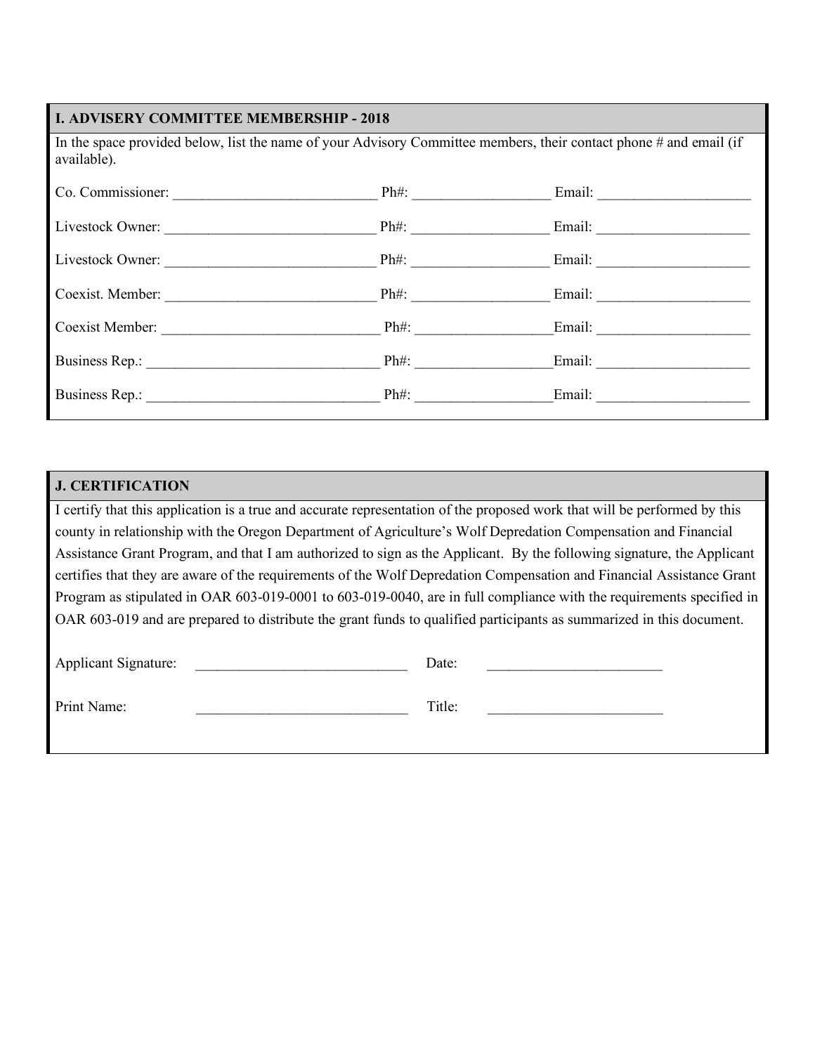## I. ADVISERY COMMITTEE MEMBERSHIP - 2018

In the space provided below, list the name of your Advisory Committee members, their contact phone # and email (if available).

Co. Commissioner: ____________________________ Ph#: __________________ Email: ____________________

Livestock Owner: ____________________________ Ph#: __________________ Email: ____________________

Livestock Owner: ____________________________ Ph#: __________________ Email: ____________________

Coexist. Member: ____________________________ Ph#: __________________ Email: ____________________

Coexist Member: ______________________________ Ph#: __________________Email: ____________________

Business Rep.: _______________________________ Ph#: __________________Email: ____________________

Business Rep.: _______________________________ Ph#: __________________Email: ____________________

## J. CERTIFICATION

I certify that this application is a true and accurate representation of the proposed work that will be performed by this county in relationship with the Oregon Department of Agriculture's Wolf Depredation Compensation and Financial Assistance Grant Program, and that I am authorized to sign as the Applicant. By the following signature, the Applicant certifies that they are aware of the requirements of the Wolf Depredation Compensation and Financial Assistance Grant Program as stipulated in OAR 603-019-0001 to 603-019-0040, are in full compliance with the requirements specified in OAR 603-019 and are prepared to distribute the grant funds to qualified participants as summarized in this document.

Applicant Signature: _____________________________ Date: ________________________

Print Name: _____________________________ Title: ________________________